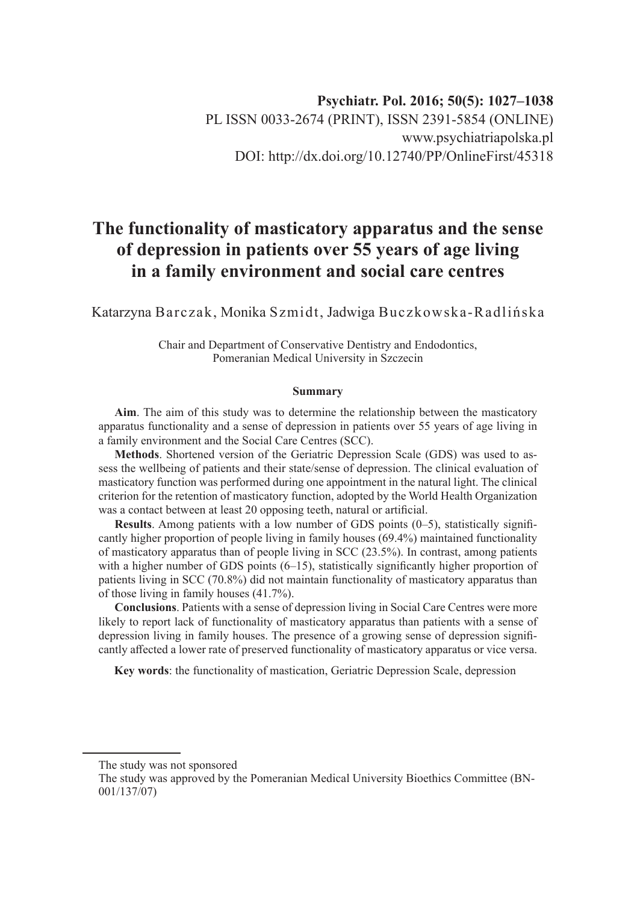Psychiatr. Pol. 2016; 50(5): 1027–1038
PL ISSN 0033-2674 (PRINT), ISSN 2391-5854 (ONLINE)
www.psychiatriapolska.pl
DOI: http://dx.doi.org/10.12740/PP/OnlineFirst/45318

# The functionality of masticatory apparatus and the sense of depression in patients over 55 years of age living in a family environment and social care centres

Katarzyna Barczak, Monika Szmidt, Jadwiga Buczkowska-Radlińska

Chair and Department of Conservative Dentistry and Endodontics,
Pomeranian Medical University in Szczecin

### Summary

**Aim**. The aim of this study was to determine the relationship between the masticatory apparatus functionality and a sense of depression in patients over 55 years of age living in a family environment and the Social Care Centres (SCC).

**Methods**. Shortened version of the Geriatric Depression Scale (GDS) was used to assess the wellbeing of patients and their state/sense of depression. The clinical evaluation of masticatory function was performed during one appointment in the natural light. The clinical criterion for the retention of masticatory function, adopted by the World Health Organization was a contact between at least 20 opposing teeth, natural or artificial.

**Results**. Among patients with a low number of GDS points (0–5), statistically significantly higher proportion of people living in family houses (69.4%) maintained functionality of masticatory apparatus than of people living in SCC (23.5%). In contrast, among patients with a higher number of GDS points (6–15), statistically significantly higher proportion of patients living in SCC (70.8%) did not maintain functionality of masticatory apparatus than of those living in family houses (41.7%).

**Conclusions**. Patients with a sense of depression living in Social Care Centres were more likely to report lack of functionality of masticatory apparatus than patients with a sense of depression living in family houses. The presence of a growing sense of depression significantly affected a lower rate of preserved functionality of masticatory apparatus or vice versa.

**Key words**: the functionality of mastication, Geriatric Depression Scale, depression

---

The study was not sponsored

The study was approved by the Pomeranian Medical University Bioethics Committee (BN-001/137/07)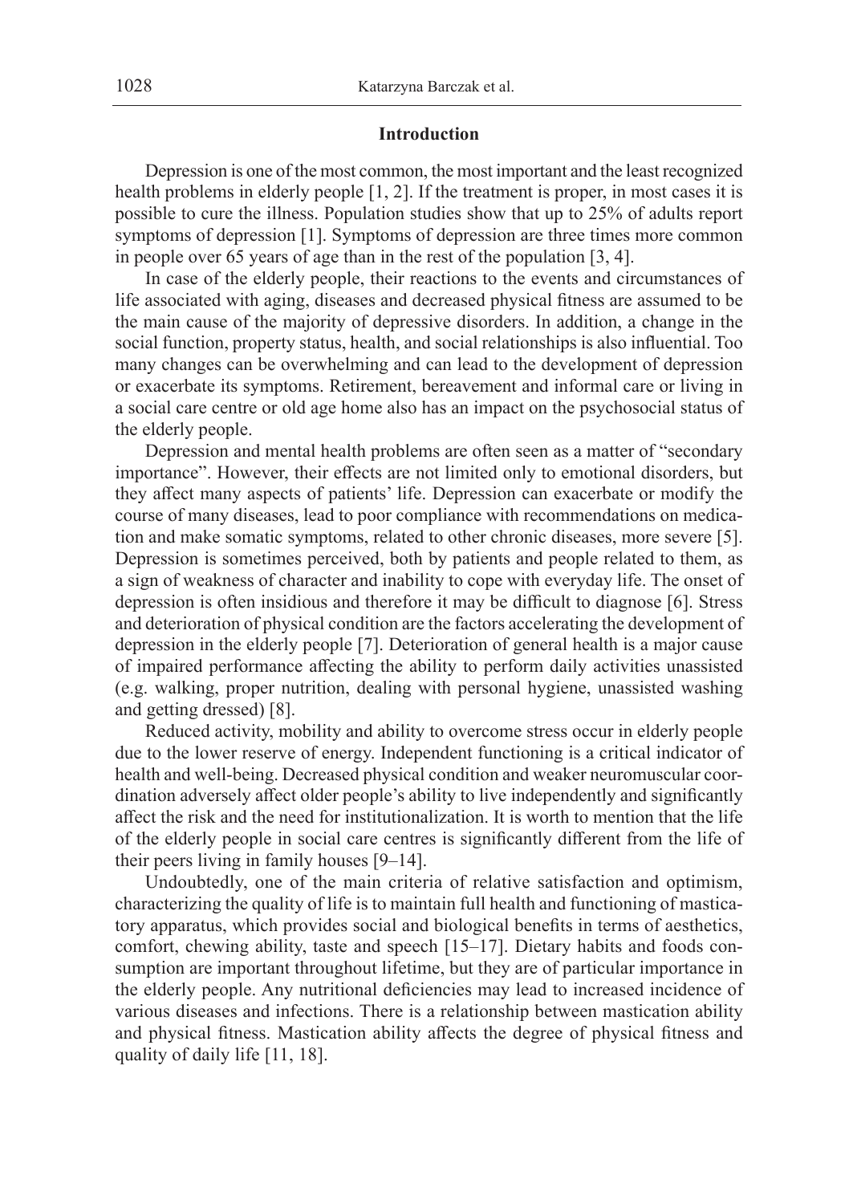## Introduction

Depression is one of the most common, the most important and the least recognized health problems in elderly people [1, 2]. If the treatment is proper, in most cases it is possible to cure the illness. Population studies show that up to 25% of adults report symptoms of depression [1]. Symptoms of depression are three times more common in people over 65 years of age than in the rest of the population [3, 4].

In case of the elderly people, their reactions to the events and circumstances of life associated with aging, diseases and decreased physical fitness are assumed to be the main cause of the majority of depressive disorders. In addition, a change in the social function, property status, health, and social relationships is also influential. Too many changes can be overwhelming and can lead to the development of depression or exacerbate its symptoms. Retirement, bereavement and informal care or living in a social care centre or old age home also has an impact on the psychosocial status of the elderly people.

Depression and mental health problems are often seen as a matter of "secondary importance". However, their effects are not limited only to emotional disorders, but they affect many aspects of patients' life. Depression can exacerbate or modify the course of many diseases, lead to poor compliance with recommendations on medication and make somatic symptoms, related to other chronic diseases, more severe [5]. Depression is sometimes perceived, both by patients and people related to them, as a sign of weakness of character and inability to cope with everyday life. The onset of depression is often insidious and therefore it may be difficult to diagnose [6]. Stress and deterioration of physical condition are the factors accelerating the development of depression in the elderly people [7]. Deterioration of general health is a major cause of impaired performance affecting the ability to perform daily activities unassisted (e.g. walking, proper nutrition, dealing with personal hygiene, unassisted washing and getting dressed) [8].

Reduced activity, mobility and ability to overcome stress occur in elderly people due to the lower reserve of energy. Independent functioning is a critical indicator of health and well-being. Decreased physical condition and weaker neuromuscular coordination adversely affect older people's ability to live independently and significantly affect the risk and the need for institutionalization. It is worth to mention that the life of the elderly people in social care centres is significantly different from the life of their peers living in family houses [9–14].

Undoubtedly, one of the main criteria of relative satisfaction and optimism, characterizing the quality of life is to maintain full health and functioning of masticatory apparatus, which provides social and biological benefits in terms of aesthetics, comfort, chewing ability, taste and speech [15–17]. Dietary habits and foods consumption are important throughout lifetime, but they are of particular importance in the elderly people. Any nutritional deficiencies may lead to increased incidence of various diseases and infections. There is a relationship between mastication ability and physical fitness. Mastication ability affects the degree of physical fitness and quality of daily life [11, 18].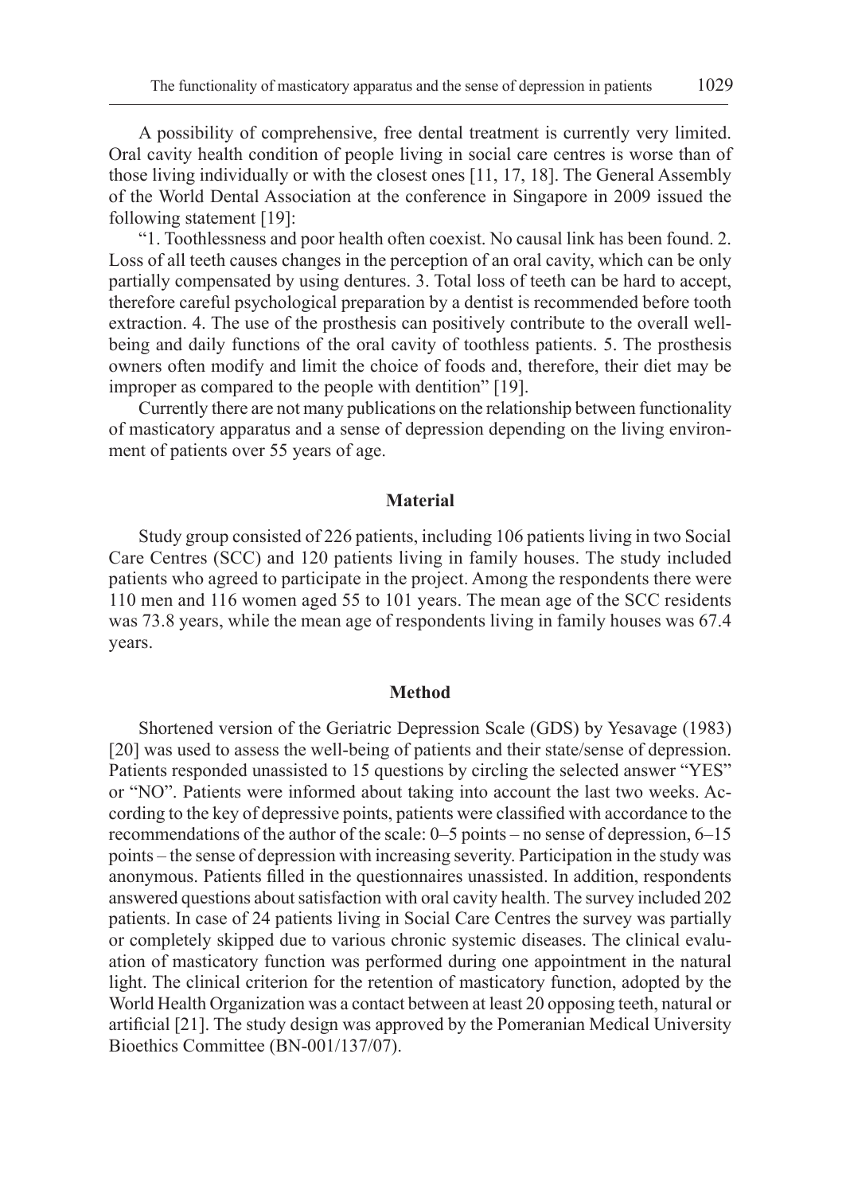A possibility of comprehensive, free dental treatment is currently very limited. Oral cavity health condition of people living in social care centres is worse than of those living individually or with the closest ones [11, 17, 18]. The General Assembly of the World Dental Association at the conference in Singapore in 2009 issued the following statement [19]:

"1. Toothlessness and poor health often coexist. No causal link has been found. 2. Loss of all teeth causes changes in the perception of an oral cavity, which can be only partially compensated by using dentures. 3. Total loss of teeth can be hard to accept, therefore careful psychological preparation by a dentist is recommended before tooth extraction. 4. The use of the prosthesis can positively contribute to the overall well-being and daily functions of the oral cavity of toothless patients. 5. The prosthesis owners often modify and limit the choice of foods and, therefore, their diet may be improper as compared to the people with dentition" [19].

Currently there are not many publications on the relationship between functionality of masticatory apparatus and a sense of depression depending on the living environment of patients over 55 years of age.

## Material

Study group consisted of 226 patients, including 106 patients living in two Social Care Centres (SCC) and 120 patients living in family houses. The study included patients who agreed to participate in the project. Among the respondents there were 110 men and 116 women aged 55 to 101 years. The mean age of the SCC residents was 73.8 years, while the mean age of respondents living in family houses was 67.4 years.

## Method

Shortened version of the Geriatric Depression Scale (GDS) by Yesavage (1983) [20] was used to assess the well-being of patients and their state/sense of depression. Patients responded unassisted to 15 questions by circling the selected answer "YES" or "NO". Patients were informed about taking into account the last two weeks. According to the key of depressive points, patients were classified with accordance to the recommendations of the author of the scale: 0–5 points – no sense of depression, 6–15 points – the sense of depression with increasing severity. Participation in the study was anonymous. Patients filled in the questionnaires unassisted. In addition, respondents answered questions about satisfaction with oral cavity health. The survey included 202 patients. In case of 24 patients living in Social Care Centres the survey was partially or completely skipped due to various chronic systemic diseases. The clinical evaluation of masticatory function was performed during one appointment in the natural light. The clinical criterion for the retention of masticatory function, adopted by the World Health Organization was a contact between at least 20 opposing teeth, natural or artificial [21]. The study design was approved by the Pomeranian Medical University Bioethics Committee (BN-001/137/07).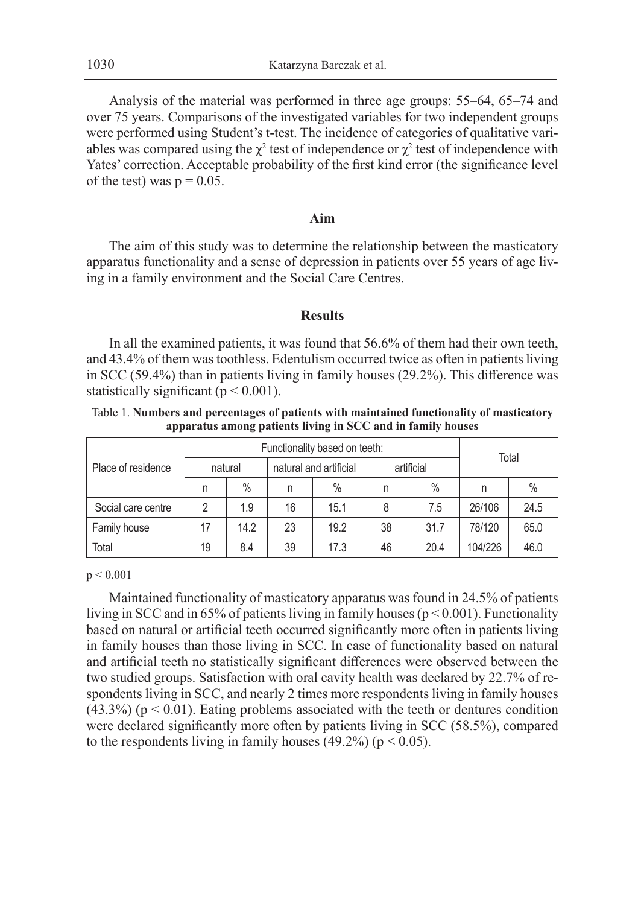Analysis of the material was performed in three age groups: 55–64, 65–74 and over 75 years. Comparisons of the investigated variables for two independent groups were performed using Student's t-test. The incidence of categories of qualitative variables was compared using the $\chi^2$ test of independence or $\chi^2$ test of independence with Yates' correction. Acceptable probability of the first kind error (the significance level of the test) was $p = 0.05$.

## Aim

The aim of this study was to determine the relationship between the masticatory apparatus functionality and a sense of depression in patients over 55 years of age living in a family environment and the Social Care Centres.

## Results

In all the examined patients, it was found that 56.6% of them had their own teeth, and 43.4% of them was toothless. Edentulism occurred twice as often in patients living in SCC (59.4%) than in patients living in family houses (29.2%). This difference was statistically significant ($p < 0.001$).

Table 1. **Numbers and percentages of patients with maintained functionality of masticatory apparatus among patients living in SCC and in family houses**

| Place of residence | Functionality based on teeth: | | | | | | Total | |
|---|---|---|---|---|---|---|---|---|
| | natural | | natural and artificial | | artificial | | | |
| | n | % | n | % | n | % | n | % |
| Social care centre | 2 | 1.9 | 16 | 15.1 | 8 | 7.5 | 26/106 | 24.5 |
| Family house | 17 | 14.2 | 23 | 19.2 | 38 | 31.7 | 78/120 | 65.0 |
| Total | 19 | 8.4 | 39 | 17.3 | 46 | 20.4 | 104/226 | 46.0 |

$p < 0.001$

Maintained functionality of masticatory apparatus was found in 24.5% of patients living in SCC and in 65% of patients living in family houses ($p < 0.001$). Functionality based on natural or artificial teeth occurred significantly more often in patients living in family houses than those living in SCC. In case of functionality based on natural and artificial teeth no statistically significant differences were observed between the two studied groups. Satisfaction with oral cavity health was declared by 22.7% of respondents living in SCC, and nearly 2 times more respondents living in family houses (43.3%) ($p < 0.01$). Eating problems associated with the teeth or dentures condition were declared significantly more often by patients living in SCC (58.5%), compared to the respondents living in family houses (49.2%) ($p < 0.05$).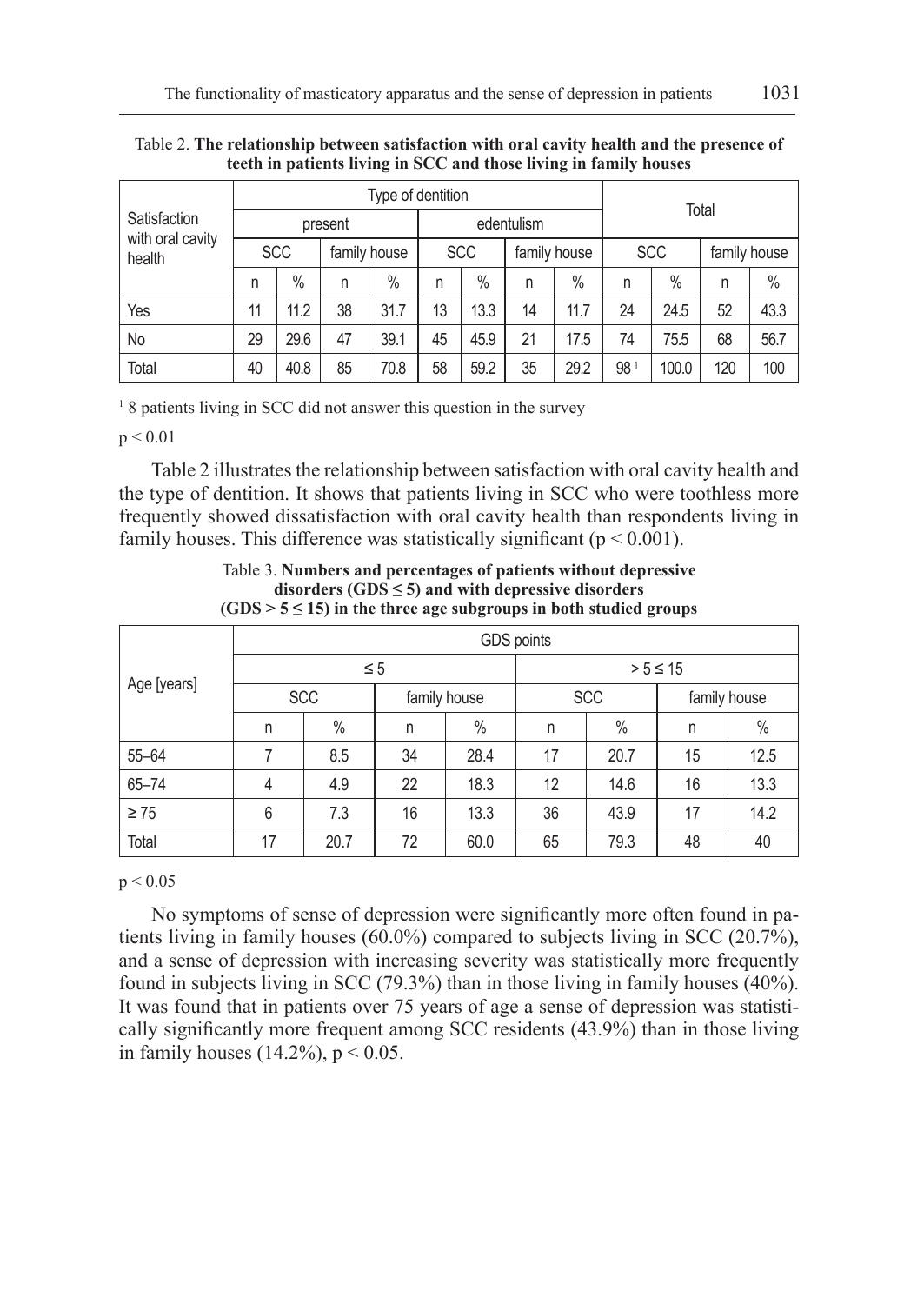Table 2. **The relationship between satisfaction with oral cavity health and the presence of teeth in patients living in SCC and those living in family houses**

| Satisfaction with oral cavity health | Type of dentition | | | | | | | | Total | | | |
|---|---|---|---|---|---|---|---|---|---|---|---|---|
| | present | | | | edentulism | | | | | | | |
| | SCC | | family house | | SCC | | family house | | SCC | | family house | |
| | n | % | n | % | n | % | n | % | n | % | n | % |
| Yes | 11 | 11.2 | 38 | 31.7 | 13 | 13.3 | 14 | 11.7 | 24 | 24.5 | 52 | 43.3 |
| No | 29 | 29.6 | 47 | 39.1 | 45 | 45.9 | 21 | 17.5 | 74 | 75.5 | 68 | 56.7 |
| Total | 40 | 40.8 | 85 | 70.8 | 58 | 59.2 | 35 | 29.2 | 98 [1] | 100.0 | 120 | 100 |

[1] 8 patients living in SCC did not answer this question in the survey

$p < 0.01$

Table 2 illustrates the relationship between satisfaction with oral cavity health and the type of dentition. It shows that patients living in SCC who were toothless more frequently showed dissatisfaction with oral cavity health than respondents living in family houses. This difference was statistically significant ($p < 0.001$).

Table 3. **Numbers and percentages of patients without depressive disorders (GDS ≤ 5) and with depressive disorders (GDS > 5 ≤ 15) in the three age subgroups in both studied groups**

| Age [years] | GDS points | | | | | | | |
|---|---|---|---|---|---|---|---|---|
| | ≤ 5 | | | | > 5 ≤ 15 | | | |
| | SCC | | family house | | SCC | | family house | |
| | n | % | n | % | n | % | n | % |
| 55–64 | 7 | 8.5 | 34 | 28.4 | 17 | 20.7 | 15 | 12.5 |
| 65–74 | 4 | 4.9 | 22 | 18.3 | 12 | 14.6 | 16 | 13.3 |
| ≥ 75 | 6 | 7.3 | 16 | 13.3 | 36 | 43.9 | 17 | 14.2 |
| Total | 17 | 20.7 | 72 | 60.0 | 65 | 79.3 | 48 | 40 |

$p < 0.05$

No symptoms of sense of depression were significantly more often found in patients living in family houses (60.0%) compared to subjects living in SCC (20.7%), and a sense of depression with increasing severity was statistically more frequently found in subjects living in SCC (79.3%) than in those living in family houses (40%). It was found that in patients over 75 years of age a sense of depression was statistically significantly more frequent among SCC residents (43.9%) than in those living in family houses (14.2%), $p < 0.05$.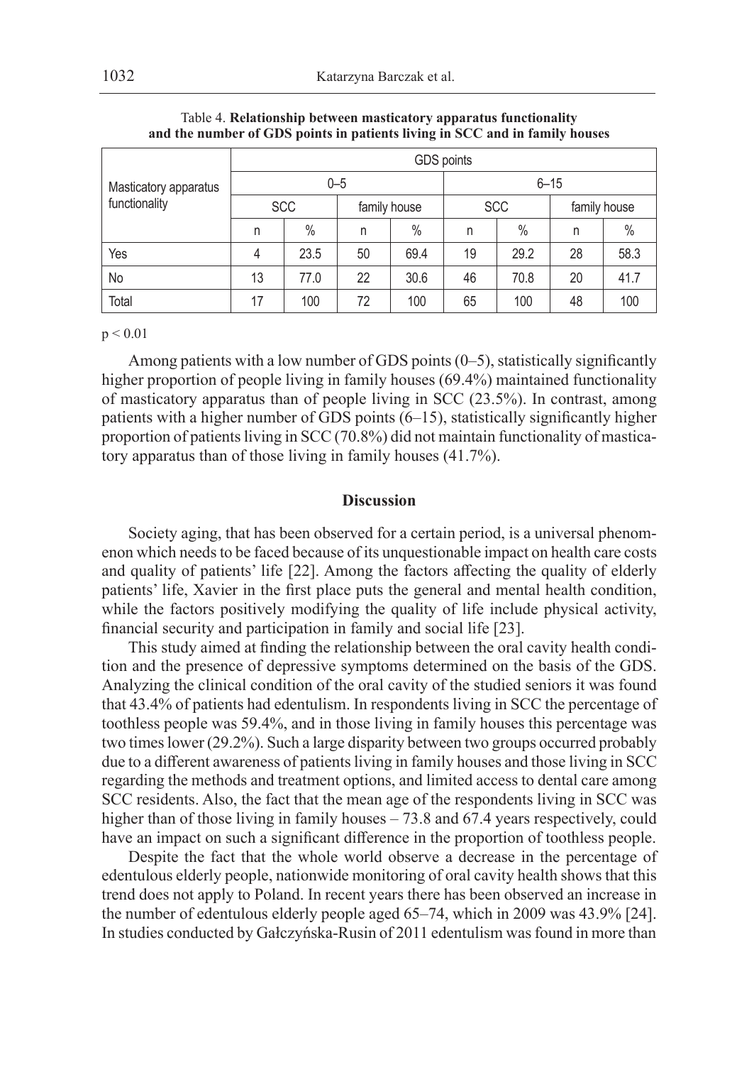Table 4. **Relationship between masticatory apparatus functionality and the number of GDS points in patients living in SCC and in family houses**

| Masticatory apparatus functionality | GDS points | | | | | | | |
|---|---|---|---|---|---|---|---|---|
| | 0–5 | | | | 6–15 | | | |
| | SCC | | family house | | SCC | | family house | |
| | n | % | n | % | n | % | n | % |
| Yes | 4 | 23.5 | 50 | 69.4 | 19 | 29.2 | 28 | 58.3 |
| No | 13 | 77.0 | 22 | 30.6 | 46 | 70.8 | 20 | 41.7 |
| Total | 17 | 100 | 72 | 100 | 65 | 100 | 48 | 100 |

$p < 0.01$

Among patients with a low number of GDS points (0–5), statistically significantly higher proportion of people living in family houses (69.4%) maintained functionality of masticatory apparatus than of people living in SCC (23.5%). In contrast, among patients with a higher number of GDS points (6–15), statistically significantly higher proportion of patients living in SCC (70.8%) did not maintain functionality of masticatory apparatus than of those living in family houses (41.7%).

## Discussion

Society aging, that has been observed for a certain period, is a universal phenomenon which needs to be faced because of its unquestionable impact on health care costs and quality of patients' life [22]. Among the factors affecting the quality of elderly patients' life, Xavier in the first place puts the general and mental health condition, while the factors positively modifying the quality of life include physical activity, financial security and participation in family and social life [23].

This study aimed at finding the relationship between the oral cavity health condition and the presence of depressive symptoms determined on the basis of the GDS. Analyzing the clinical condition of the oral cavity of the studied seniors it was found that 43.4% of patients had edentulism. In respondents living in SCC the percentage of toothless people was 59.4%, and in those living in family houses this percentage was two times lower (29.2%). Such a large disparity between two groups occurred probably due to a different awareness of patients living in family houses and those living in SCC regarding the methods and treatment options, and limited access to dental care among SCC residents. Also, the fact that the mean age of the respondents living in SCC was higher than of those living in family houses – 73.8 and 67.4 years respectively, could have an impact on such a significant difference in the proportion of toothless people.

Despite the fact that the whole world observe a decrease in the percentage of edentulous elderly people, nationwide monitoring of oral cavity health shows that this trend does not apply to Poland. In recent years there has been observed an increase in the number of edentulous elderly people aged 65–74, which in 2009 was 43.9% [24]. In studies conducted by Gałczyńska-Rusin of 2011 edentulism was found in more than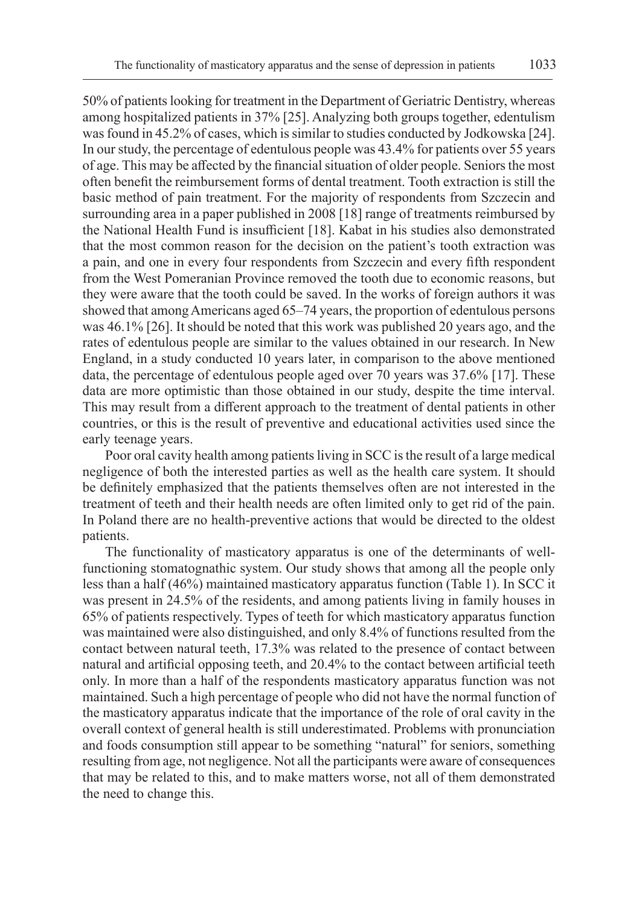50% of patients looking for treatment in the Department of Geriatric Dentistry, whereas among hospitalized patients in 37% [25]. Analyzing both groups together, edentulism was found in 45.2% of cases, which is similar to studies conducted by Jodkowska [24]. In our study, the percentage of edentulous people was 43.4% for patients over 55 years of age. This may be affected by the financial situation of older people. Seniors the most often benefit the reimbursement forms of dental treatment. Tooth extraction is still the basic method of pain treatment. For the majority of respondents from Szczecin and surrounding area in a paper published in 2008 [18] range of treatments reimbursed by the National Health Fund is insufficient [18]. Kabat in his studies also demonstrated that the most common reason for the decision on the patient's tooth extraction was a pain, and one in every four respondents from Szczecin and every fifth respondent from the West Pomeranian Province removed the tooth due to economic reasons, but they were aware that the tooth could be saved. In the works of foreign authors it was showed that among Americans aged 65–74 years, the proportion of edentulous persons was 46.1% [26]. It should be noted that this work was published 20 years ago, and the rates of edentulous people are similar to the values obtained in our research. In New England, in a study conducted 10 years later, in comparison to the above mentioned data, the percentage of edentulous people aged over 70 years was 37.6% [17]. These data are more optimistic than those obtained in our study, despite the time interval. This may result from a different approach to the treatment of dental patients in other countries, or this is the result of preventive and educational activities used since the early teenage years.

Poor oral cavity health among patients living in SCC is the result of a large medical negligence of both the interested parties as well as the health care system. It should be definitely emphasized that the patients themselves often are not interested in the treatment of teeth and their health needs are often limited only to get rid of the pain. In Poland there are no health-preventive actions that would be directed to the oldest patients.

The functionality of masticatory apparatus is one of the determinants of well-functioning stomatognathic system. Our study shows that among all the people only less than a half (46%) maintained masticatory apparatus function (Table 1). In SCC it was present in 24.5% of the residents, and among patients living in family houses in 65% of patients respectively. Types of teeth for which masticatory apparatus function was maintained were also distinguished, and only 8.4% of functions resulted from the contact between natural teeth, 17.3% was related to the presence of contact between natural and artificial opposing teeth, and 20.4% to the contact between artificial teeth only. In more than a half of the respondents masticatory apparatus function was not maintained. Such a high percentage of people who did not have the normal function of the masticatory apparatus indicate that the importance of the role of oral cavity in the overall context of general health is still underestimated. Problems with pronunciation and foods consumption still appear to be something "natural" for seniors, something resulting from age, not negligence. Not all the participants were aware of consequences that may be related to this, and to make matters worse, not all of them demonstrated the need to change this.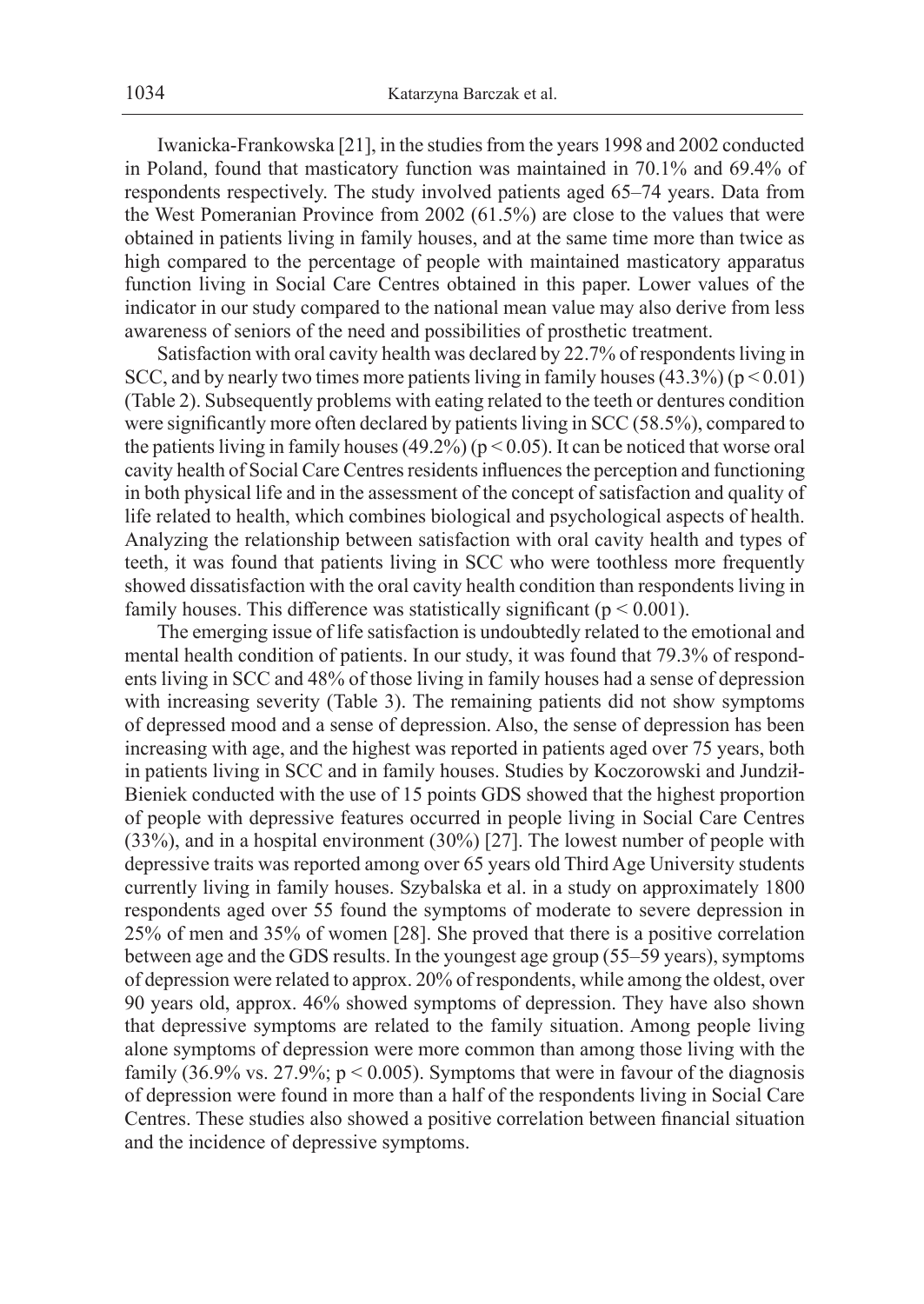Iwanicka-Frankowska [21], in the studies from the years 1998 and 2002 conducted in Poland, found that masticatory function was maintained in 70.1% and 69.4% of respondents respectively. The study involved patients aged 65–74 years. Data from the West Pomeranian Province from 2002 (61.5%) are close to the values that were obtained in patients living in family houses, and at the same time more than twice as high compared to the percentage of people with maintained masticatory apparatus function living in Social Care Centres obtained in this paper. Lower values of the indicator in our study compared to the national mean value may also derive from less awareness of seniors of the need and possibilities of prosthetic treatment.

Satisfaction with oral cavity health was declared by 22.7% of respondents living in SCC, and by nearly two times more patients living in family houses (43.3%) ($p < 0.01$) (Table 2). Subsequently problems with eating related to the teeth or dentures condition were significantly more often declared by patients living in SCC (58.5%), compared to the patients living in family houses (49.2%) ($p < 0.05$). It can be noticed that worse oral cavity health of Social Care Centres residents influences the perception and functioning in both physical life and in the assessment of the concept of satisfaction and quality of life related to health, which combines biological and psychological aspects of health. Analyzing the relationship between satisfaction with oral cavity health and types of teeth, it was found that patients living in SCC who were toothless more frequently showed dissatisfaction with the oral cavity health condition than respondents living in family houses. This difference was statistically significant ($p < 0.001$).

The emerging issue of life satisfaction is undoubtedly related to the emotional and mental health condition of patients. In our study, it was found that 79.3% of respondents living in SCC and 48% of those living in family houses had a sense of depression with increasing severity (Table 3). The remaining patients did not show symptoms of depressed mood and a sense of depression. Also, the sense of depression has been increasing with age, and the highest was reported in patients aged over 75 years, both in patients living in SCC and in family houses. Studies by Koczorowski and Jundził-Bieniek conducted with the use of 15 points GDS showed that the highest proportion of people with depressive features occurred in people living in Social Care Centres (33%), and in a hospital environment (30%) [27]. The lowest number of people with depressive traits was reported among over 65 years old Third Age University students currently living in family houses. Szybalska et al. in a study on approximately 1800 respondents aged over 55 found the symptoms of moderate to severe depression in 25% of men and 35% of women [28]. She proved that there is a positive correlation between age and the GDS results. In the youngest age group (55–59 years), symptoms of depression were related to approx. 20% of respondents, while among the oldest, over 90 years old, approx. 46% showed symptoms of depression. They have also shown that depressive symptoms are related to the family situation. Among people living alone symptoms of depression were more common than among those living with the family (36.9% vs. 27.9%; $p < 0.005$). Symptoms that were in favour of the diagnosis of depression were found in more than a half of the respondents living in Social Care Centres. These studies also showed a positive correlation between financial situation and the incidence of depressive symptoms.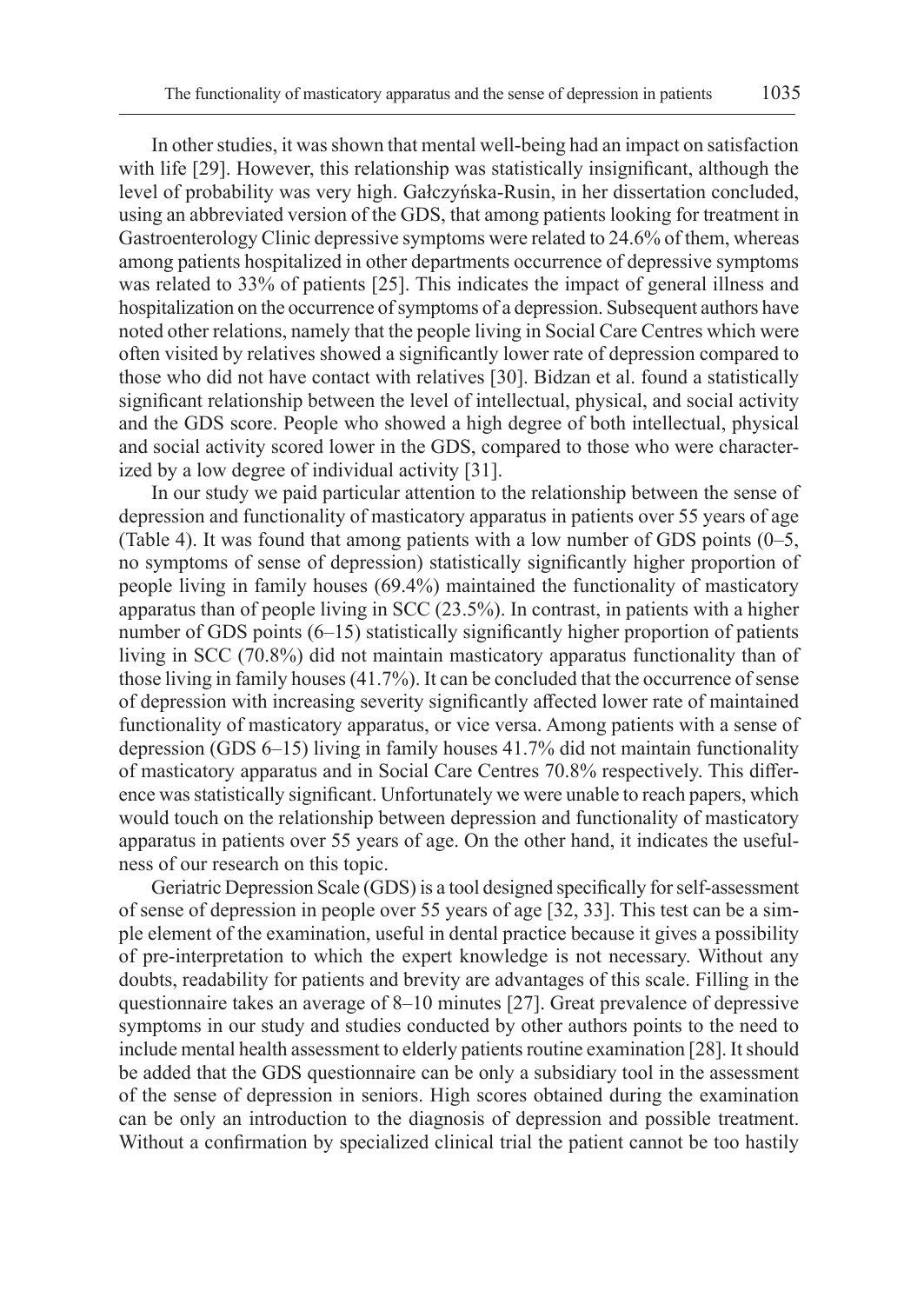In other studies, it was shown that mental well-being had an impact on satisfaction with life [29]. However, this relationship was statistically insignificant, although the level of probability was very high. Gałczyńska-Rusin, in her dissertation concluded, using an abbreviated version of the GDS, that among patients looking for treatment in Gastroenterology Clinic depressive symptoms were related to 24.6% of them, whereas among patients hospitalized in other departments occurrence of depressive symptoms was related to 33% of patients [25]. This indicates the impact of general illness and hospitalization on the occurrence of symptoms of a depression. Subsequent authors have noted other relations, namely that the people living in Social Care Centres which were often visited by relatives showed a significantly lower rate of depression compared to those who did not have contact with relatives [30]. Bidzan et al. found a statistically significant relationship between the level of intellectual, physical, and social activity and the GDS score. People who showed a high degree of both intellectual, physical and social activity scored lower in the GDS, compared to those who were characterized by a low degree of individual activity [31].

In our study we paid particular attention to the relationship between the sense of depression and functionality of masticatory apparatus in patients over 55 years of age (Table 4). It was found that among patients with a low number of GDS points (0–5, no symptoms of sense of depression) statistically significantly higher proportion of people living in family houses (69.4%) maintained the functionality of masticatory apparatus than of people living in SCC (23.5%). In contrast, in patients with a higher number of GDS points (6–15) statistically significantly higher proportion of patients living in SCC (70.8%) did not maintain masticatory apparatus functionality than of those living in family houses (41.7%). It can be concluded that the occurrence of sense of depression with increasing severity significantly affected lower rate of maintained functionality of masticatory apparatus, or vice versa. Among patients with a sense of depression (GDS 6–15) living in family houses 41.7% did not maintain functionality of masticatory apparatus and in Social Care Centres 70.8% respectively. This difference was statistically significant. Unfortunately we were unable to reach papers, which would touch on the relationship between depression and functionality of masticatory apparatus in patients over 55 years of age. On the other hand, it indicates the usefulness of our research on this topic.

Geriatric Depression Scale (GDS) is a tool designed specifically for self-assessment of sense of depression in people over 55 years of age [32, 33]. This test can be a simple element of the examination, useful in dental practice because it gives a possibility of pre-interpretation to which the expert knowledge is not necessary. Without any doubts, readability for patients and brevity are advantages of this scale. Filling in the questionnaire takes an average of 8–10 minutes [27]. Great prevalence of depressive symptoms in our study and studies conducted by other authors points to the need to include mental health assessment to elderly patients routine examination [28]. It should be added that the GDS questionnaire can be only a subsidiary tool in the assessment of the sense of depression in seniors. High scores obtained during the examination can be only an introduction to the diagnosis of depression and possible treatment. Without a confirmation by specialized clinical trial the patient cannot be too hastily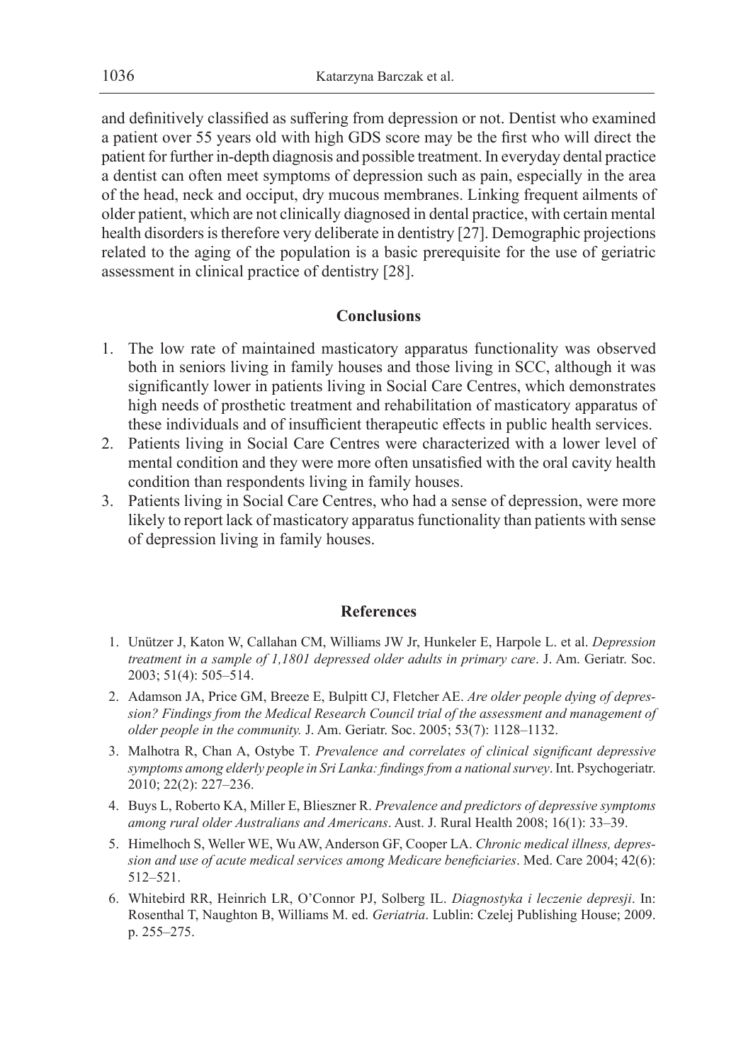and definitively classified as suffering from depression or not. Dentist who examined a patient over 55 years old with high GDS score may be the first who will direct the patient for further in-depth diagnosis and possible treatment. In everyday dental practice a dentist can often meet symptoms of depression such as pain, especially in the area of the head, neck and occiput, dry mucous membranes. Linking frequent ailments of older patient, which are not clinically diagnosed in dental practice, with certain mental health disorders is therefore very deliberate in dentistry [27]. Demographic projections related to the aging of the population is a basic prerequisite for the use of geriatric assessment in clinical practice of dentistry [28].

## Conclusions

1. The low rate of maintained masticatory apparatus functionality was observed both in seniors living in family houses and those living in SCC, although it was significantly lower in patients living in Social Care Centres, which demonstrates high needs of prosthetic treatment and rehabilitation of masticatory apparatus of these individuals and of insufficient therapeutic effects in public health services.
2. Patients living in Social Care Centres were characterized with a lower level of mental condition and they were more often unsatisfied with the oral cavity health condition than respondents living in family houses.
3. Patients living in Social Care Centres, who had a sense of depression, were more likely to report lack of masticatory apparatus functionality than patients with sense of depression living in family houses.

## References

1. Unützer J, Katon W, Callahan CM, Williams JW Jr, Hunkeler E, Harpole L. et al. *Depression treatment in a sample of 1,1801 depressed older adults in primary care*. J. Am. Geriatr. Soc. 2003; 51(4): 505–514.
2. Adamson JA, Price GM, Breeze E, Bulpitt CJ, Fletcher AE. *Are older people dying of depression? Findings from the Medical Research Council trial of the assessment and management of older people in the community.* J. Am. Geriatr. Soc. 2005; 53(7): 1128–1132.
3. Malhotra R, Chan A, Ostybe T. *Prevalence and correlates of clinical significant depressive symptoms among elderly people in Sri Lanka: findings from a national survey*. Int. Psychogeriatr. 2010; 22(2): 227–236.
4. Buys L, Roberto KA, Miller E, Blieszner R. *Prevalence and predictors of depressive symptoms among rural older Australians and Americans*. Aust. J. Rural Health 2008; 16(1): 33–39.
5. Himelhoch S, Weller WE, Wu AW, Anderson GF, Cooper LA. *Chronic medical illness, depression and use of acute medical services among Medicare beneficiaries*. Med. Care 2004; 42(6): 512–521.
6. Whitebird RR, Heinrich LR, O'Connor PJ, Solberg IL. *Diagnostyka i leczenie depresji*. In: Rosenthal T, Naughton B, Williams M. ed. *Geriatria*. Lublin: Czelej Publishing House; 2009. p. 255–275.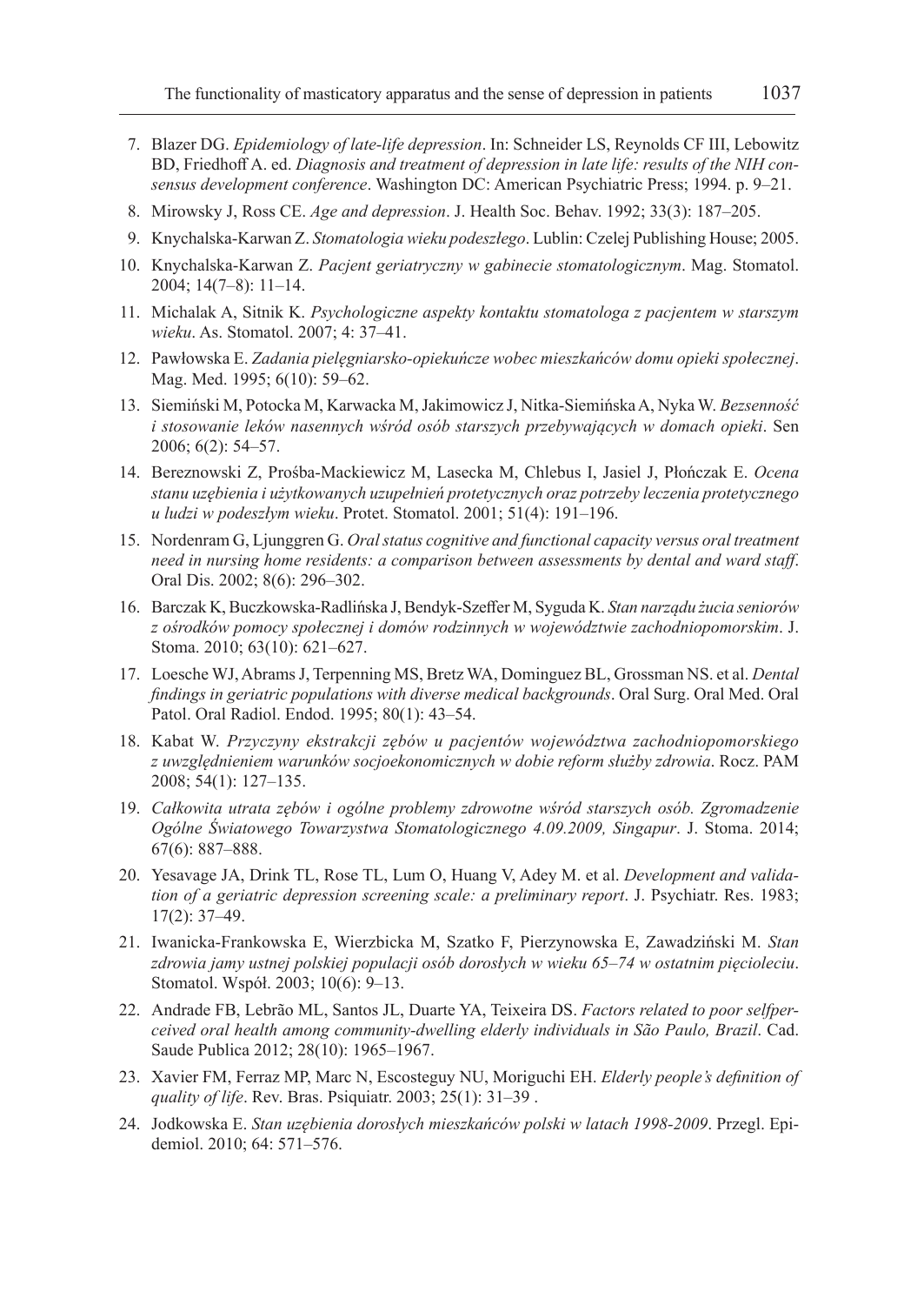7. Blazer DG. *Epidemiology of late-life depression*. In: Schneider LS, Reynolds CF III, Lebowitz BD, Friedhoff A. ed. *Diagnosis and treatment of depression in late life: results of the NIH consensus development conference*. Washington DC: American Psychiatric Press; 1994. p. 9–21.
8. Mirowsky J, Ross CE. *Age and depression*. J. Health Soc. Behav. 1992; 33(3): 187–205.
9. Knychalska-Karwan Z. *Stomatologia wieku podeszłego*. Lublin: Czelej Publishing House; 2005.
10. Knychalska-Karwan Z. *Pacjent geriatryczny w gabinecie stomatologicznym*. Mag. Stomatol. 2004; 14(7–8): 11–14.
11. Michalak A, Sitnik K. *Psychologiczne aspekty kontaktu stomatologa z pacjentem w starszym wieku*. As. Stomatol. 2007; 4: 37–41.
12. Pawłowska E. *Zadania pielęgniarsko-opiekuńcze wobec mieszkańców domu opieki społecznej*. Mag. Med. 1995; 6(10): 59–62.
13. Siemiński M, Potocka M, Karwacka M, Jakimowicz J, Nitka-Siemińska A, Nyka W. *Bezsenność i stosowanie leków nasennych wśród osób starszych przebywających w domach opieki*. Sen 2006; 6(2): 54–57.
14. Bereznowski Z, Prośba-Mackiewicz M, Lasecka M, Chlebus I, Jasiel J, Płończak E. *Ocena stanu uzębienia i użytkowanych uzupełnień protetycznych oraz potrzeby leczenia protetycznego u ludzi w podeszłym wieku*. Protet. Stomatol. 2001; 51(4): 191–196.
15. Nordenram G, Ljunggren G. *Oral status cognitive and functional capacity versus oral treatment need in nursing home residents: a comparison between assessments by dental and ward staff*. Oral Dis. 2002; 8(6): 296–302.
16. Barczak K, Buczkowska-Radlińska J, Bendyk-Szeffer M, Syguda K. *Stan narządu żucia seniorów z ośrodków pomocy społecznej i domów rodzinnych w województwie zachodniopomorskim*. J. Stoma. 2010; 63(10): 621–627.
17. Loesche WJ, Abrams J, Terpenning MS, Bretz WA, Dominguez BL, Grossman NS. et al. *Dental findings in geriatric populations with diverse medical backgrounds*. Oral Surg. Oral Med. Oral Patol. Oral Radiol. Endod. 1995; 80(1): 43–54.
18. Kabat W. *Przyczyny ekstrakcji zębów u pacjentów województwa zachodniopomorskiego z uwzględnieniem warunków socjoekonomicznych w dobie reform służby zdrowia*. Rocz. PAM 2008; 54(1): 127–135.
19. *Całkowita utrata zębów i ogólne problemy zdrowotne wśród starszych osób. Zgromadzenie Ogólne Światowego Towarzystwa Stomatologicznego 4.09.2009, Singapur*. J. Stoma. 2014; 67(6): 887–888.
20. Yesavage JA, Drink TL, Rose TL, Lum O, Huang V, Adey M. et al. *Development and validation of a geriatric depression screening scale: a preliminary report*. J. Psychiatr. Res. 1983; 17(2): 37–49.
21. Iwanicka-Frankowska E, Wierzbicka M, Szatko F, Pierzynowska E, Zawadziński M. *Stan zdrowia jamy ustnej polskiej populacji osób dorosłych w wieku 65–74 w ostatnim pięcioleciu*. Stomatol. Współ. 2003; 10(6): 9–13.
22. Andrade FB, Lebrão ML, Santos JL, Duarte YA, Teixeira DS. *Factors related to poor selfperceived oral health among community-dwelling elderly individuals in São Paulo, Brazil*. Cad. Saude Publica 2012; 28(10): 1965–1967.
23. Xavier FM, Ferraz MP, Marc N, Escosteguy NU, Moriguchi EH. *Elderly people's definition of quality of life*. Rev. Bras. Psiquiatr. 2003; 25(1): 31–39 .
24. Jodkowska E. *Stan uzębienia dorosłych mieszkańców polski w latach 1998-2009*. Przegl. Epidemiol. 2010; 64: 571–576.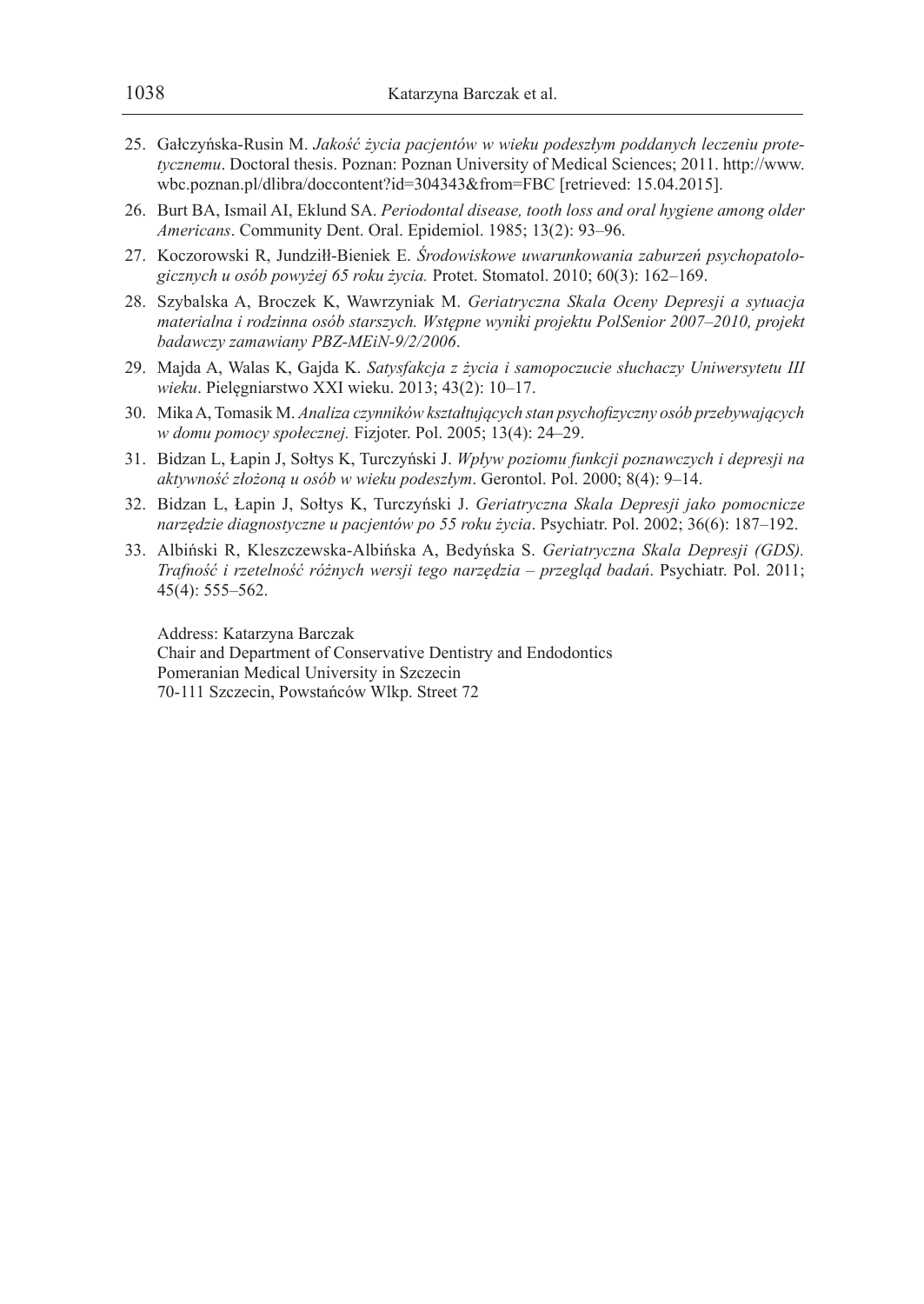25. Gałczyńska-Rusin M. *Jakość życia pacjentów w wieku podeszłym poddanych leczeniu protetycznemu*. Doctoral thesis. Poznan: Poznan University of Medical Sciences; 2011. http://www.wbc.poznan.pl/dlibra/doccontent?id=304343&from=FBC [retrieved: 15.04.2015].
26. Burt BA, Ismail AI, Eklund SA. *Periodontal disease, tooth loss and oral hygiene among older Americans*. Community Dent. Oral. Epidemiol. 1985; 13(2): 93–96.
27. Koczorowski R, Jundziłł-Bieniek E. *Środowiskowe uwarunkowania zaburzeń psychopatologicznych u osób powyżej 65 roku życia.* Protet. Stomatol. 2010; 60(3): 162–169.
28. Szybalska A, Broczek K, Wawrzyniak M. *Geriatryczna Skala Oceny Depresji a sytuacja materialna i rodzinna osób starszych. Wstępne wyniki projektu PolSenior 2007–2010, projekt badawczy zamawiany PBZ-MEiN-9/2/2006*.
29. Majda A, Walas K, Gajda K. *Satysfakcja z życia i samopoczucie słuchaczy Uniwersytetu III wieku*. Pielęgniarstwo XXI wieku. 2013; 43(2): 10–17.
30. Mika A, Tomasik M. *Analiza czynników kształtujących stan psychofizyczny osób przebywających w domu pomocy społecznej.* Fizjoter. Pol. 2005; 13(4): 24–29.
31. Bidzan L, Łapin J, Sołtys K, Turczyński J. *Wpływ poziomu funkcji poznawczych i depresji na aktywność złożoną u osób w wieku podeszłym*. Gerontol. Pol. 2000; 8(4): 9–14.
32. Bidzan L, Łapin J, Sołtys K, Turczyński J. *Geriatryczna Skala Depresji jako pomocnicze narzędzie diagnostyczne u pacjentów po 55 roku życia*. Psychiatr. Pol. 2002; 36(6): 187–192.
33. Albiński R, Kleszczewska-Albińska A, Bedyńska S. *Geriatryczna Skala Depresji (GDS). Trafność i rzetelność różnych wersji tego narzędzia – przegląd badań*. Psychiatr. Pol. 2011; 45(4): 555–562.

Address: Katarzyna Barczak
Chair and Department of Conservative Dentistry and Endodontics
Pomeranian Medical University in Szczecin
70-111 Szczecin, Powstańców Wlkp. Street 72